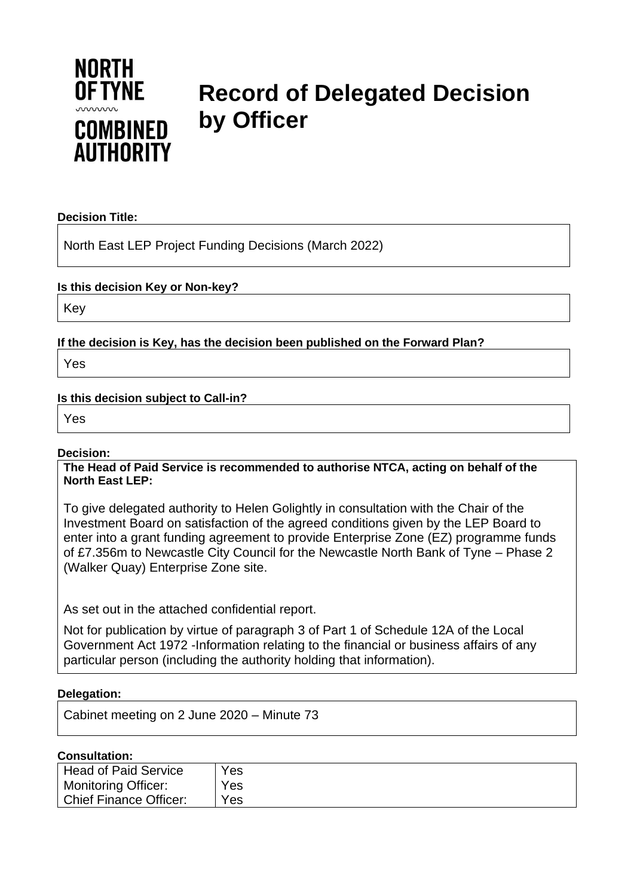NORTH OF TYNE COMBINED AUTHORITY

# Record of Delegated Decision by Officer

**Decision Title:**

North East LEP Project Funding Decisions (March 2022)

**Is this decision Key or Non-key?**

Key

**If the decision is Key, has the decision been published on the Forward Plan?**

Yes

**Is this decision subject to Call-in?**

Yes

**Decision:**

**The Head of Paid Service is recommended to authorise NTCA, acting on behalf of the North East LEP:**

To give delegated authority to Helen Golightly in consultation with the Chair of the Investment Board on satisfaction of the agreed conditions given by the LEP Board to enter into a grant funding agreement to provide Enterprise Zone (EZ) programme funds of £7.356m to Newcastle City Council for the Newcastle North Bank of Tyne – Phase 2 (Walker Quay) Enterprise Zone site.

As set out in the attached confidential report.

Not for publication by virtue of paragraph 3 of Part 1 of Schedule 12A of the Local Government Act 1972 -Information relating to the financial or business affairs of any particular person (including the authority holding that information).

**Delegation:**

Cabinet meeting on 2 June 2020 – Minute 73

**Consultation:**

| | |
|---|---|
| Head of Paid Service | Yes |
| Monitoring Officer: | Yes |
| Chief Finance Officer: | Yes |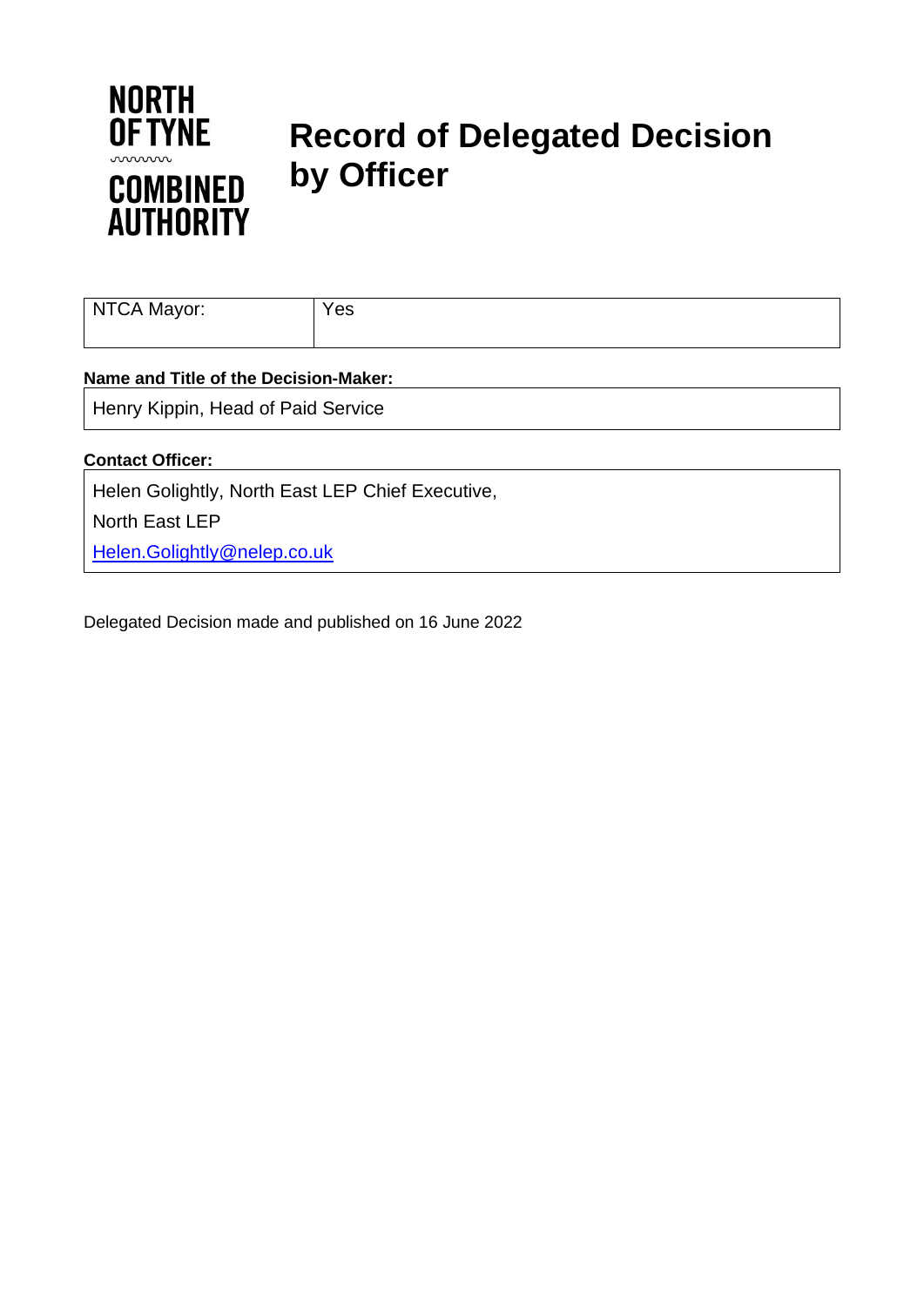NORTH OF TYNE COMBINED AUTHORITY

# Record of Delegated Decision by Officer

| | |
|---|---|
| NTCA Mayor: | Yes |

**Name and Title of the Decision-Maker:**

Henry Kippin, Head of Paid Service

**Contact Officer:**

Helen Golightly, North East LEP Chief Executive,

North East LEP

Helen.Golightly@nelep.co.uk

Delegated Decision made and published on 16 June 2022